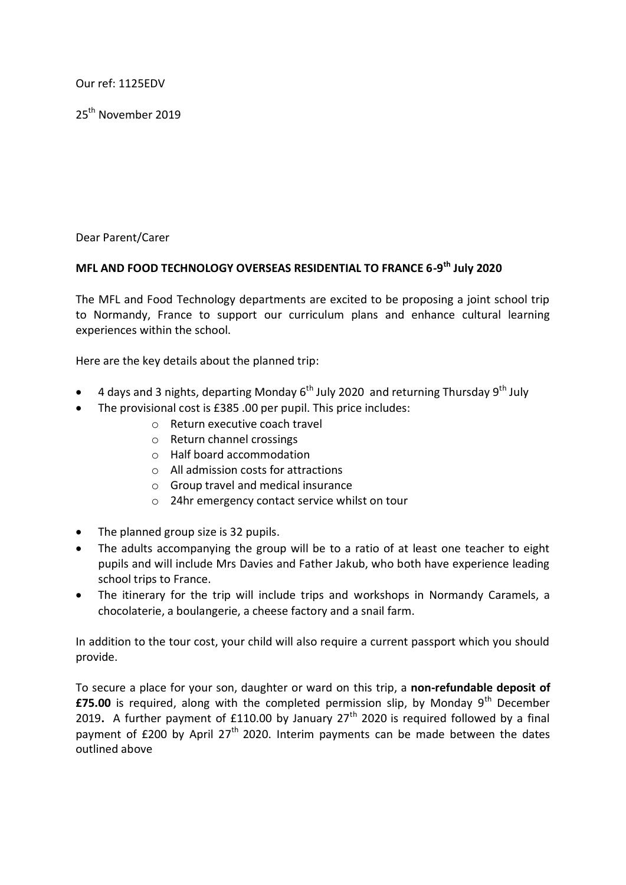Our ref: 1125EDV

25th November 2019

Dear Parent/Carer

**MFL AND FOOD TECHNOLOGY OVERSEAS RESIDENTIAL TO FRANCE 6-9th July 2020**

The MFL and Food Technology departments are excited to be proposing a joint school trip to Normandy, France to support our curriculum plans and enhance cultural learning experiences within the school.

Here are the key details about the planned trip:

- 4 days and 3 nights, departing Monday 6th July 2020 and returning Thursday 9th July
- The provisional cost is £385 .00 per pupil. This price includes:
    - Return executive coach travel
    - Return channel crossings
    - Half board accommodation
    - All admission costs for attractions
    - Group travel and medical insurance
    - 24hr emergency contact service whilst on tour
- The planned group size is 32 pupils.
- The adults accompanying the group will be to a ratio of at least one teacher to eight pupils and will include Mrs Davies and Father Jakub, who both have experience leading school trips to France.
- The itinerary for the trip will include trips and workshops in Normandy Caramels, a chocolaterie, a boulangerie, a cheese factory and a snail farm.

In addition to the tour cost, your child will also require a current passport which you should provide.

To secure a place for your son, daughter or ward on this trip, a **non-refundable deposit of £75.00** is required, along with the completed permission slip, by Monday 9th December 2019**.** A further payment of £110.00 by January 27th 2020 is required followed by a final payment of £200 by April 27th 2020. Interim payments can be made between the dates outlined above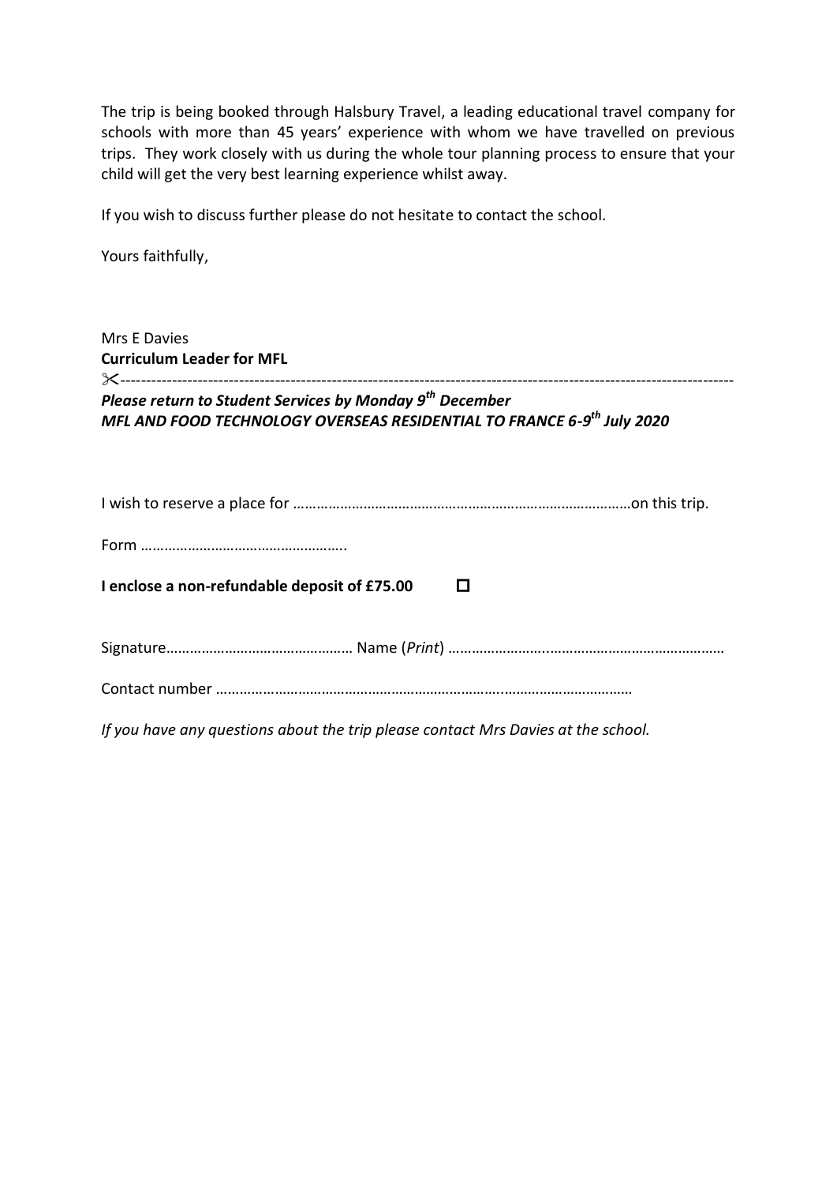The trip is being booked through Halsbury Travel, a leading educational travel company for schools with more than 45 years' experience with whom we have travelled on previous trips. They work closely with us during the whole tour planning process to ensure that your child will get the very best learning experience whilst away.

If you wish to discuss further please do not hesitate to contact the school.

Yours faithfully,

Mrs E Davies
**Curriculum Leader for MFL**

✂-----------------------------------------------------------------------------------------------------------------------

***Please return to Student Services by Monday 9th December***
***MFL AND FOOD TECHNOLOGY OVERSEAS RESIDENTIAL TO FRANCE 6-9th July 2020***

I wish to reserve a place for …………………………………………………………………………… on this trip.

Form …………………………………………….

**I enclose a non-refundable deposit of £75.00** ☐

Signature………………………………………… Name (*Print*) ……………………..………………………………………

Contact number ……………………………………………………………………..……………………………

*If you have any questions about the trip please contact Mrs Davies at the school.*